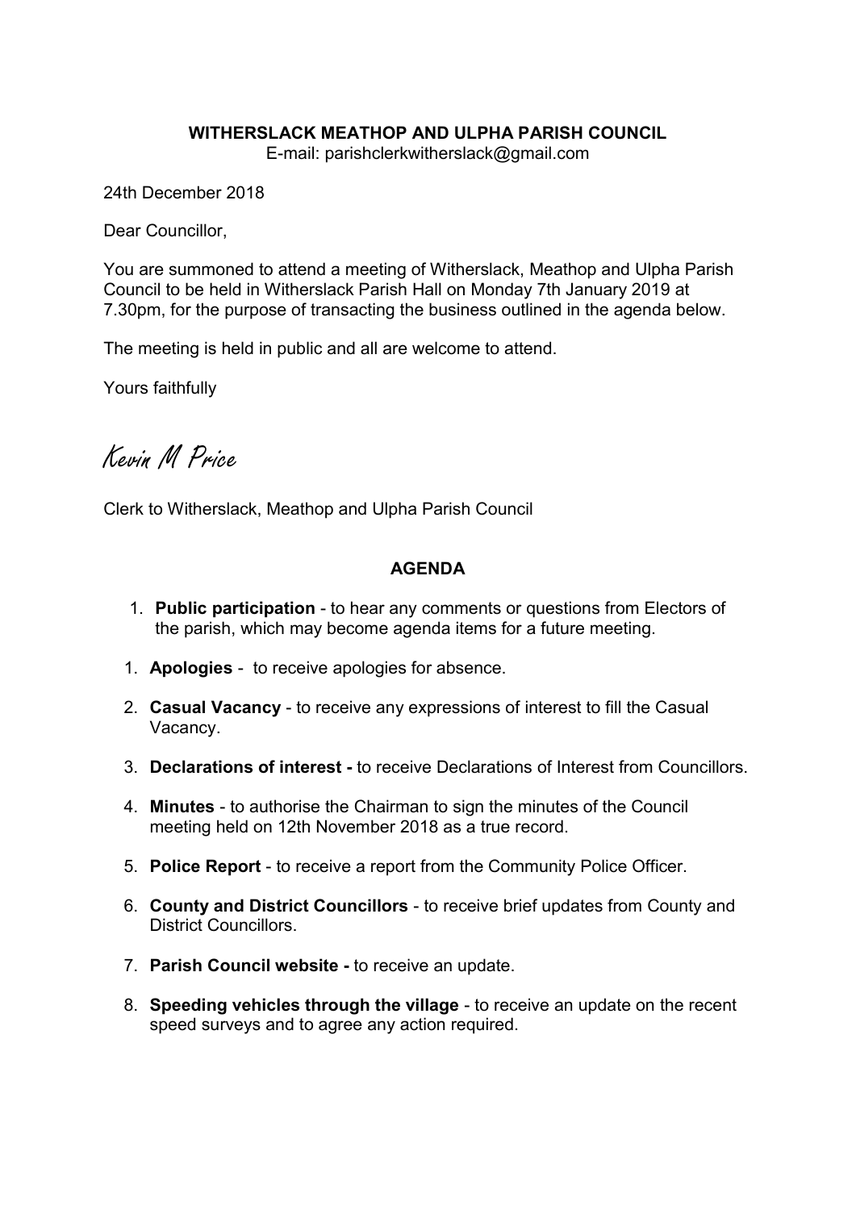**WITHERSLACK MEATHOP AND ULPHA PARISH COUNCIL**
E-mail: parishclerkwitherslack@gmail.com

24th December 2018

Dear Councillor,

You are summoned to attend a meeting of Witherslack, Meathop and Ulpha Parish Council to be held in Witherslack Parish Hall on Monday 7th January 2019 at 7.30pm, for the purpose of transacting the business outlined in the agenda below.

The meeting is held in public and all are welcome to attend.

Yours faithfully

Kevin M Price

Clerk to Witherslack, Meathop and Ulpha Parish Council

## AGENDA

1. **Public participation** - to hear any comments or questions from Electors of the parish, which may become agenda items for a future meeting.

1. **Apologies** - to receive apologies for absence.

2. **Casual Vacancy** - to receive any expressions of interest to fill the Casual Vacancy.

3. **Declarations of interest -** to receive Declarations of Interest from Councillors.

4. **Minutes** - to authorise the Chairman to sign the minutes of the Council meeting held on 12th November 2018 as a true record.

5. **Police Report** - to receive a report from the Community Police Officer.

6. **County and District Councillors** - to receive brief updates from County and District Councillors.

7. **Parish Council website -** to receive an update.

8. **Speeding vehicles through the village** - to receive an update on the recent speed surveys and to agree any action required.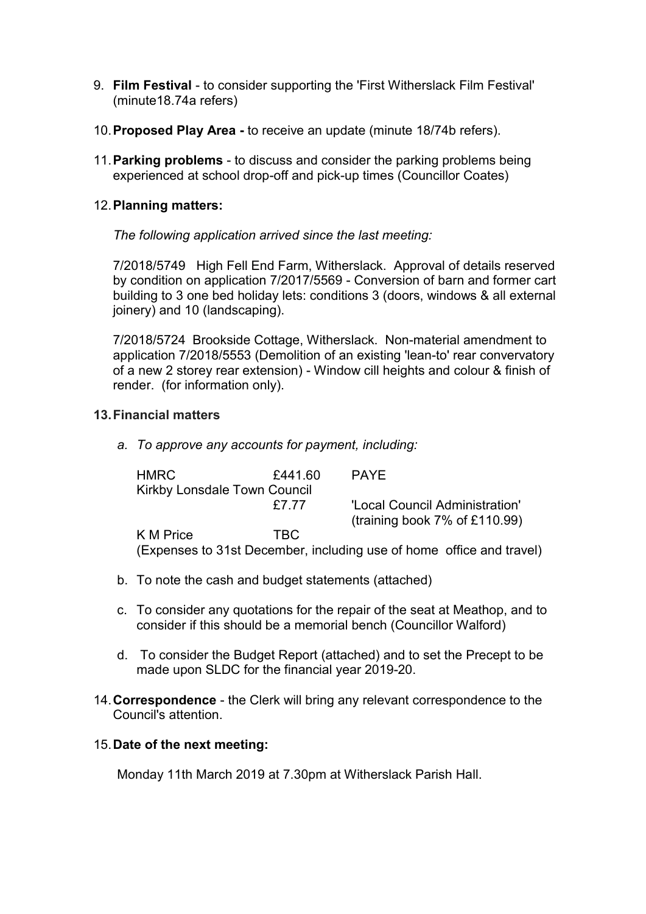9. **Film Festival** - to consider supporting the 'First Witherslack Film Festival' (minute18.74a refers)

10. **Proposed Play Area -** to receive an update (minute 18/74b refers).

11. **Parking problems** - to discuss and consider the parking problems being experienced at school drop-off and pick-up times (Councillor Coates)

12. **Planning matters:**

    *The following application arrived since the last meeting:*

    7/2018/5749 High Fell End Farm, Witherslack. Approval of details reserved by condition on application 7/2017/5569 - Conversion of barn and former cart building to 3 one bed holiday lets: conditions 3 (doors, windows & all external joinery) and 10 (landscaping).

    7/2018/5724 Brookside Cottage, Witherslack. Non-material amendment to application 7/2018/5553 (Demolition of an existing 'lean-to' rear convervatory of a new 2 storey rear extension) - Window cill heights and colour & finish of render. (for information only).

13. **Financial matters**

    a. *To approve any accounts for payment, including:*

    | | | |
    |---|---|---|
    | HMRC | £441.60 | PAYE |
    | Kirkby Lonsdale Town Council | £7.77 | 'Local Council Administration' (training book 7% of £110.99) |
    | K M Price | TBC | |

    (Expenses to 31st December, including use of home office and travel)

    b. To note the cash and budget statements (attached)

    c. To consider any quotations for the repair of the seat at Meathop, and to consider if this should be a memorial bench (Councillor Walford)

    d. To consider the Budget Report (attached) and to set the Precept to be made upon SLDC for the financial year 2019-20.

14. **Correspondence** - the Clerk will bring any relevant correspondence to the Council's attention.

15. **Date of the next meeting:**

    Monday 11th March 2019 at 7.30pm at Witherslack Parish Hall.